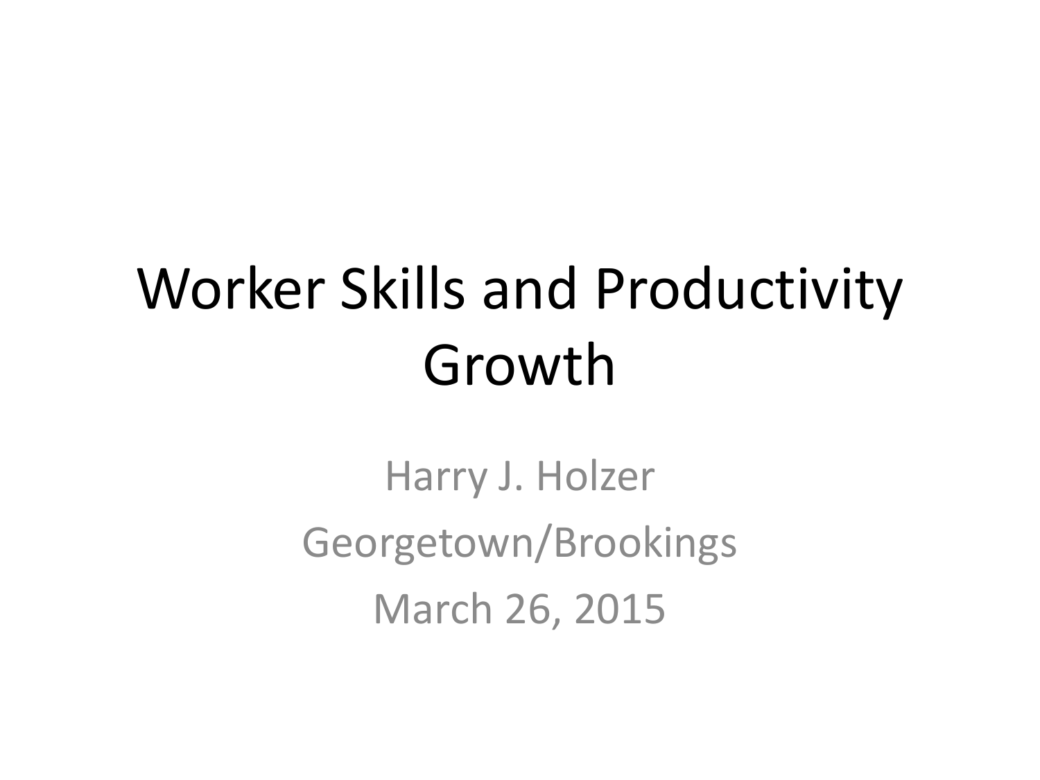# Worker Skills and Productivity Growth

Harry J. Holzer

Georgetown/Brookings

March 26, 2015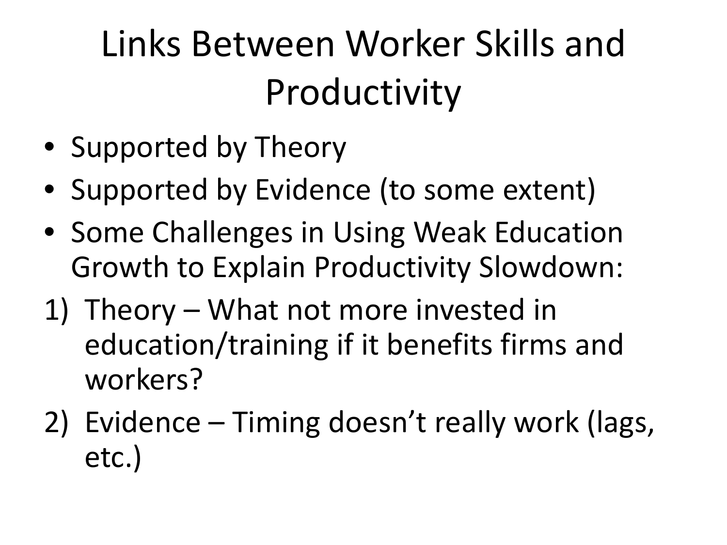# Links Between Worker Skills and Productivity

- Supported by Theory
- Supported by Evidence (to some extent)
- Some Challenges in Using Weak Education Growth to Explain Productivity Slowdown:

1) Theory – What not more invested in education/training if it benefits firms and workers?
2) Evidence – Timing doesn't really work (lags, etc.)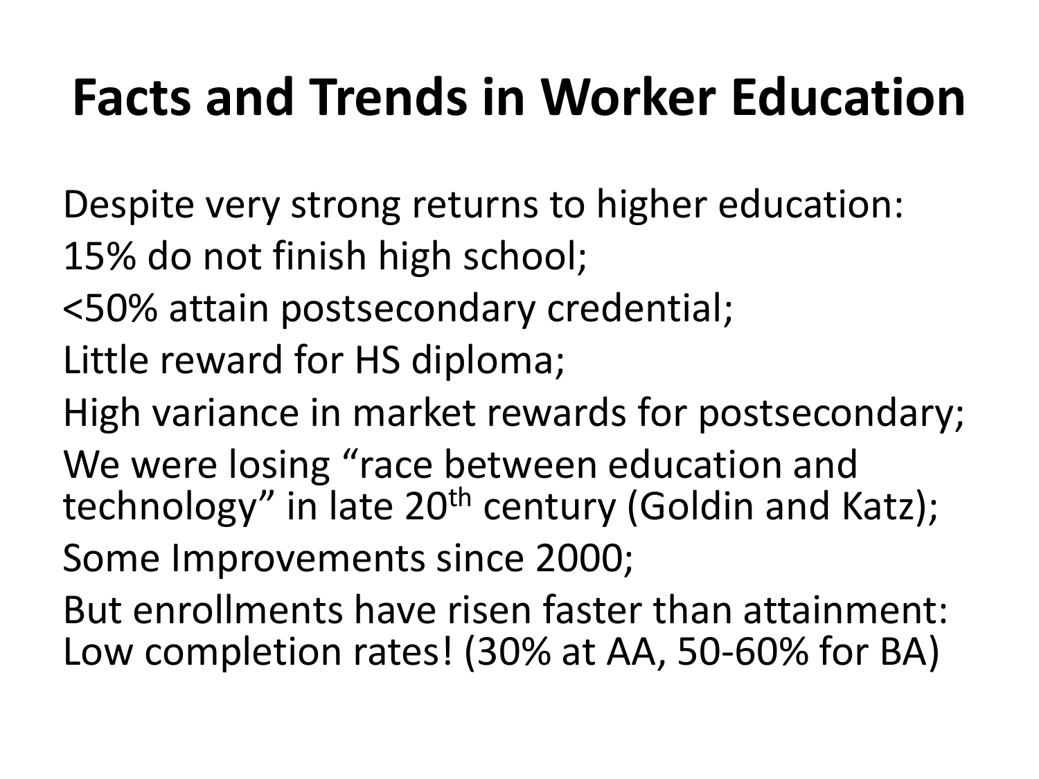# Facts and Trends in Worker Education

Despite very strong returns to higher education:

15% do not finish high school;

<50% attain postsecondary credential;

Little reward for HS diploma;

High variance in market rewards for postsecondary;

We were losing "race between education and technology" in late 20th century (Goldin and Katz);

Some Improvements since 2000;

But enrollments have risen faster than attainment: Low completion rates! (30% at AA, 50-60% for BA)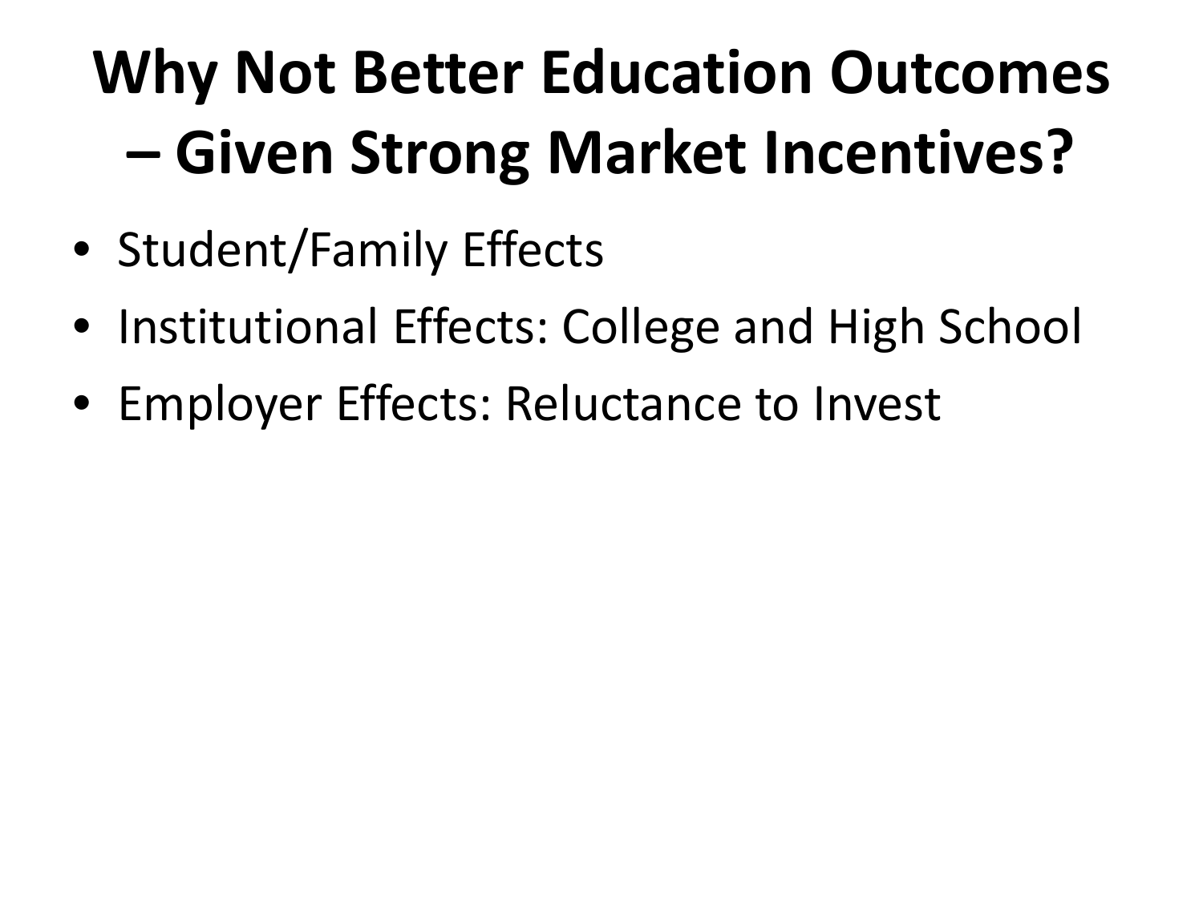# Why Not Better Education Outcomes – Given Strong Market Incentives?

- Student/Family Effects
- Institutional Effects: College and High School
- Employer Effects: Reluctance to Invest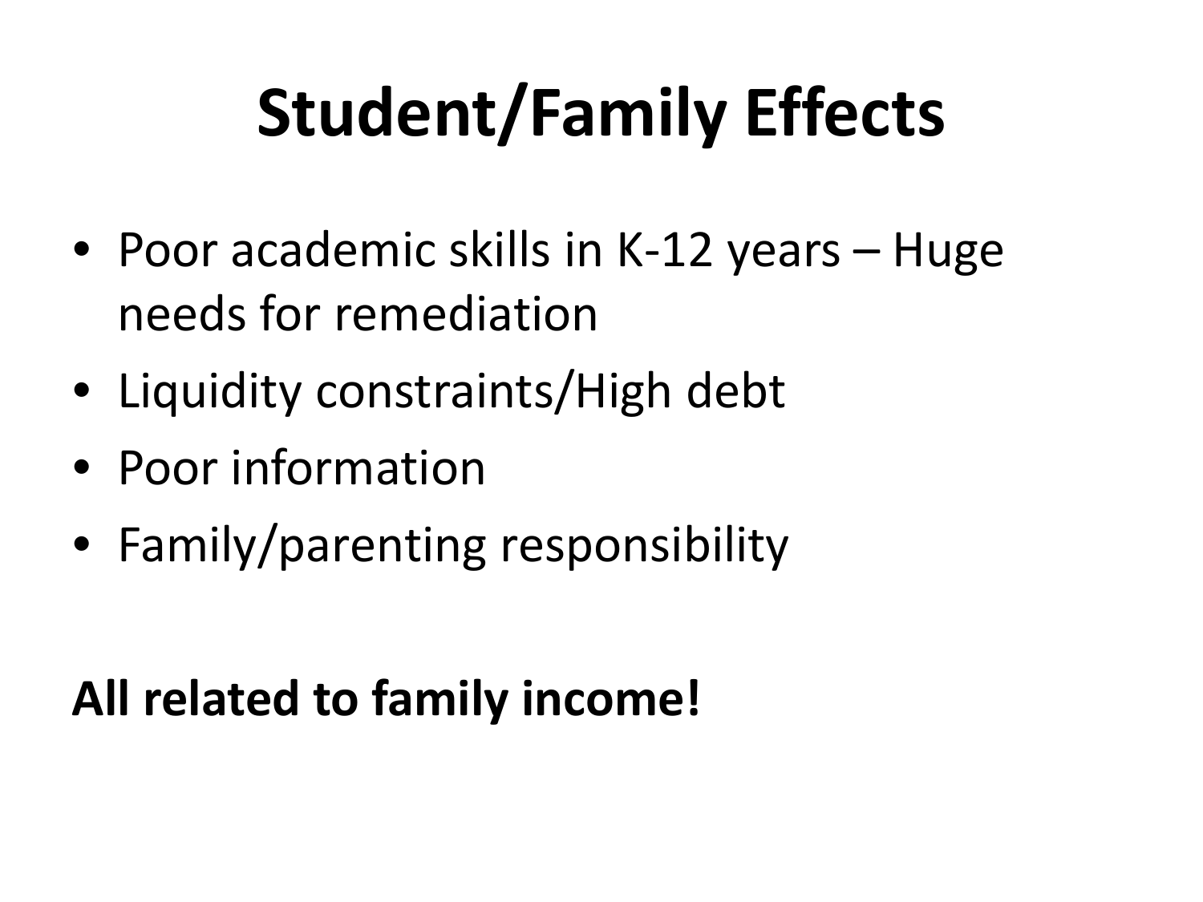# Student/Family Effects

- Poor academic skills in K-12 years – Huge needs for remediation
- Liquidity constraints/High debt
- Poor information
- Family/parenting responsibility

**All related to family income!**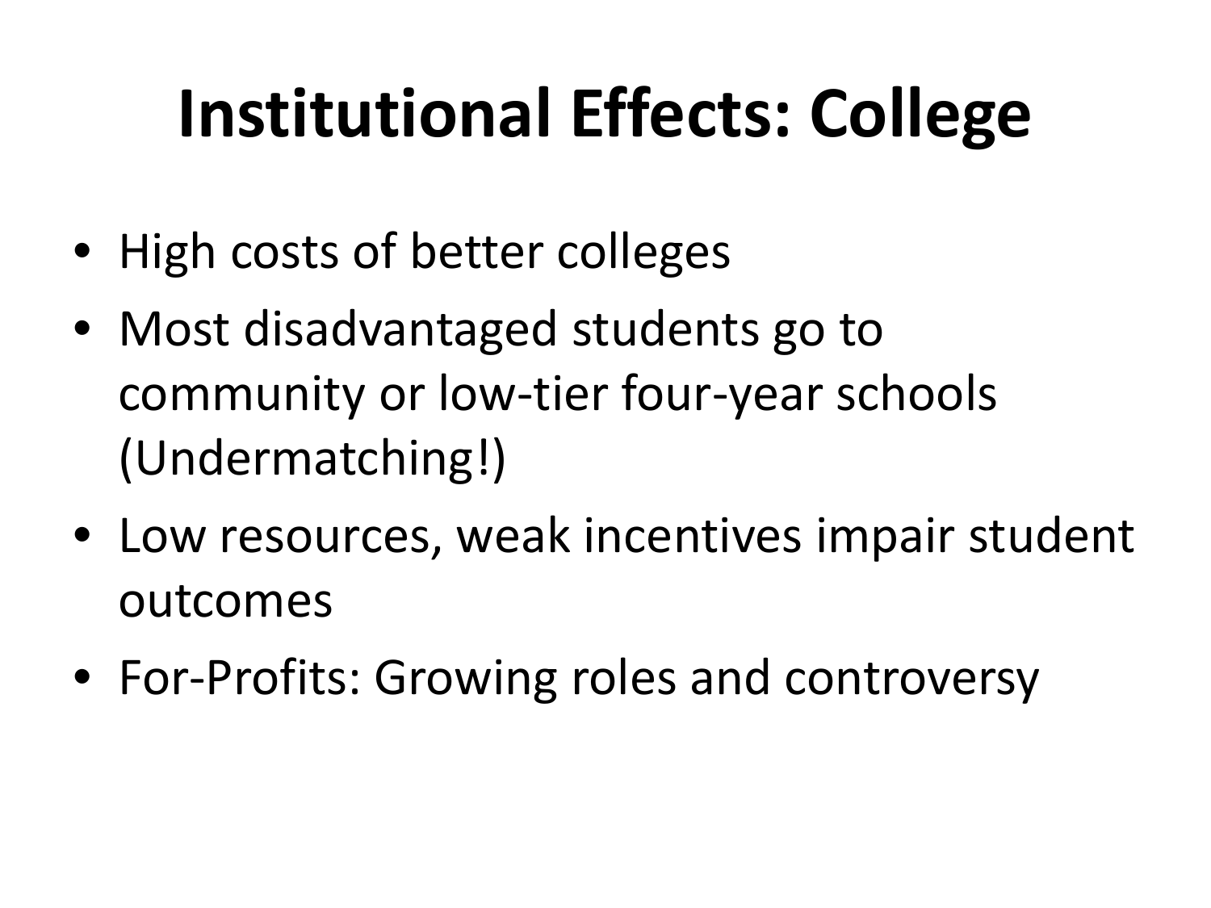# Institutional Effects: College

- High costs of better colleges
- Most disadvantaged students go to community or low-tier four-year schools (Undermatching!)
- Low resources, weak incentives impair student outcomes
- For-Profits: Growing roles and controversy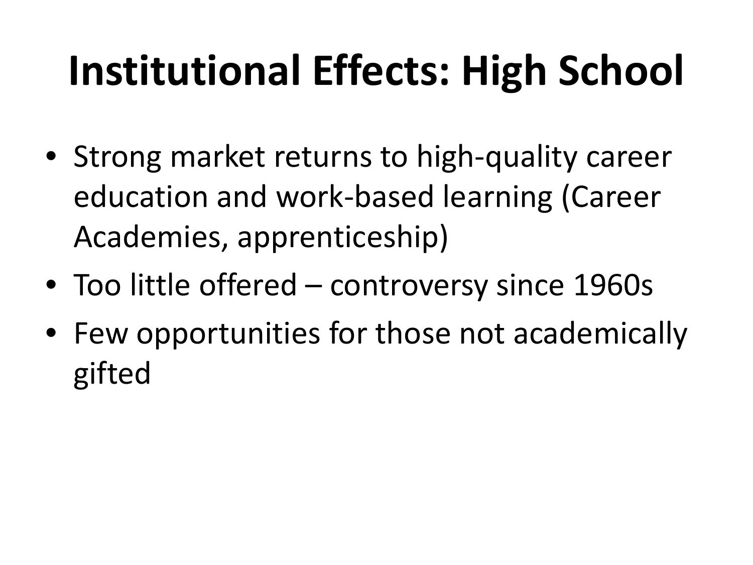# Institutional Effects: High School

- Strong market returns to high-quality career education and work-based learning (Career Academies, apprenticeship)
- Too little offered – controversy since 1960s
- Few opportunities for those not academically gifted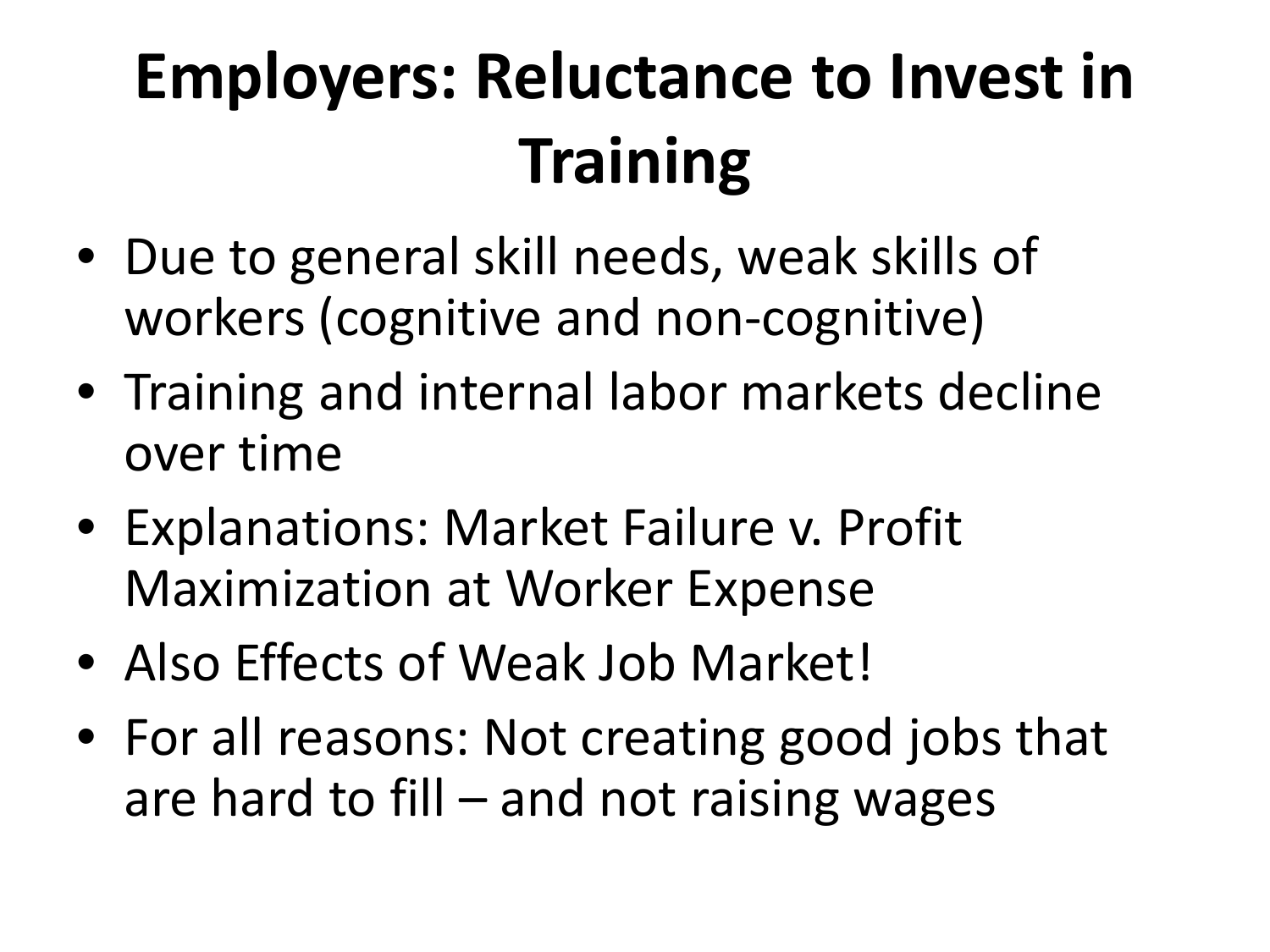# Employers: Reluctance to Invest in Training

- Due to general skill needs, weak skills of workers (cognitive and non-cognitive)
- Training and internal labor markets decline over time
- Explanations: Market Failure v. Profit Maximization at Worker Expense
- Also Effects of Weak Job Market!
- For all reasons: Not creating good jobs that are hard to fill – and not raising wages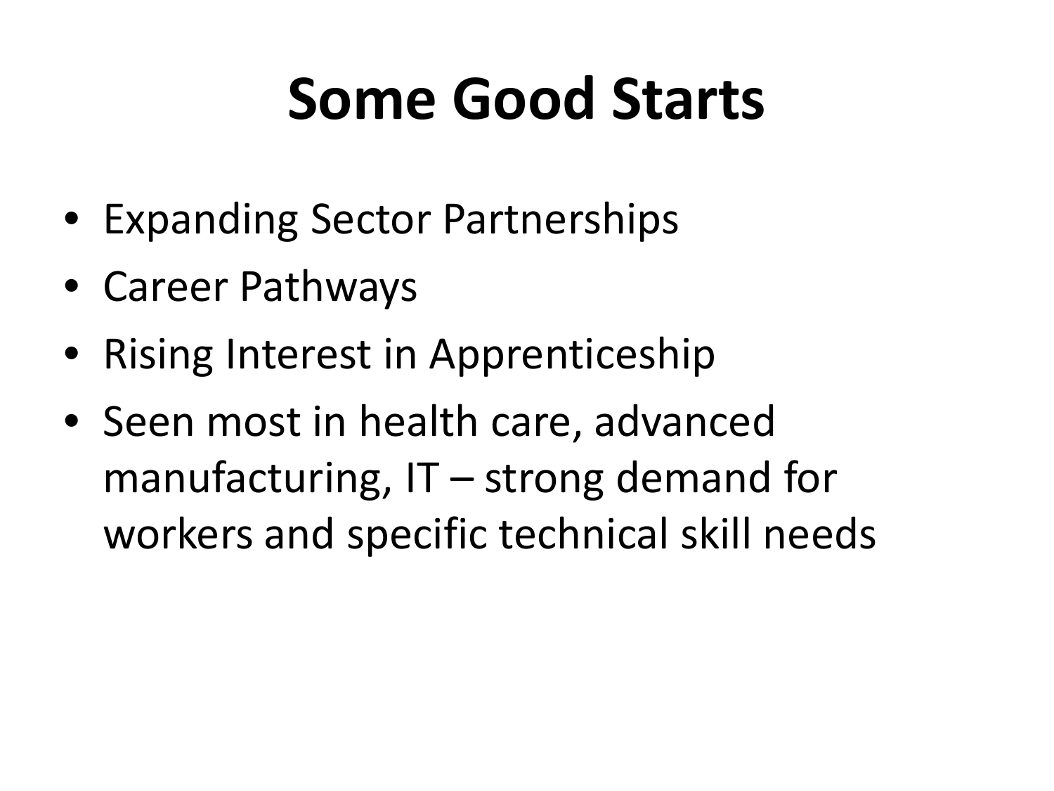# Some Good Starts

- Expanding Sector Partnerships
- Career Pathways
- Rising Interest in Apprenticeship
- Seen most in health care, advanced manufacturing, IT – strong demand for workers and specific technical skill needs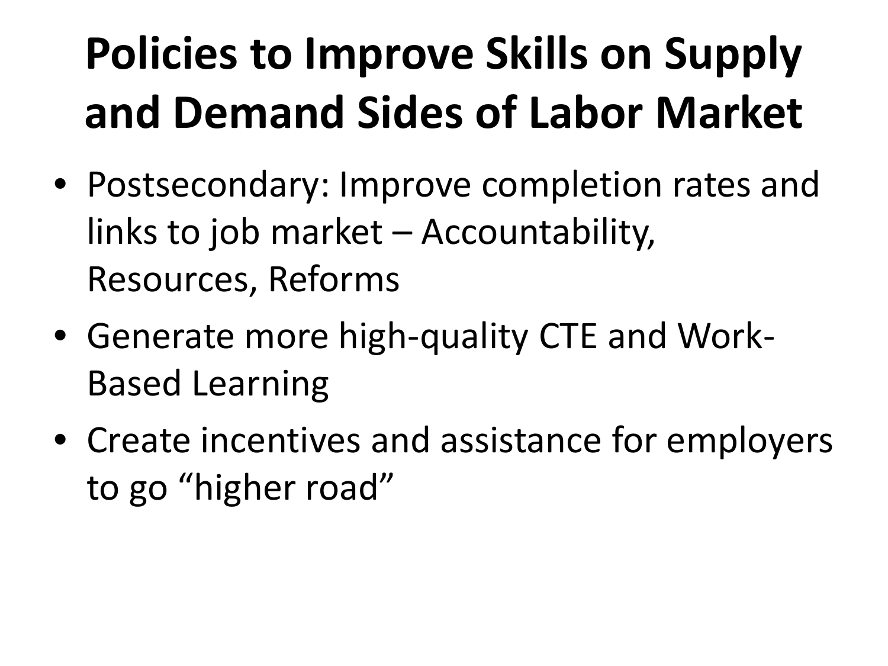# Policies to Improve Skills on Supply and Demand Sides of Labor Market

- Postsecondary: Improve completion rates and links to job market – Accountability, Resources, Reforms
- Generate more high-quality CTE and Work-Based Learning
- Create incentives and assistance for employers to go "higher road"